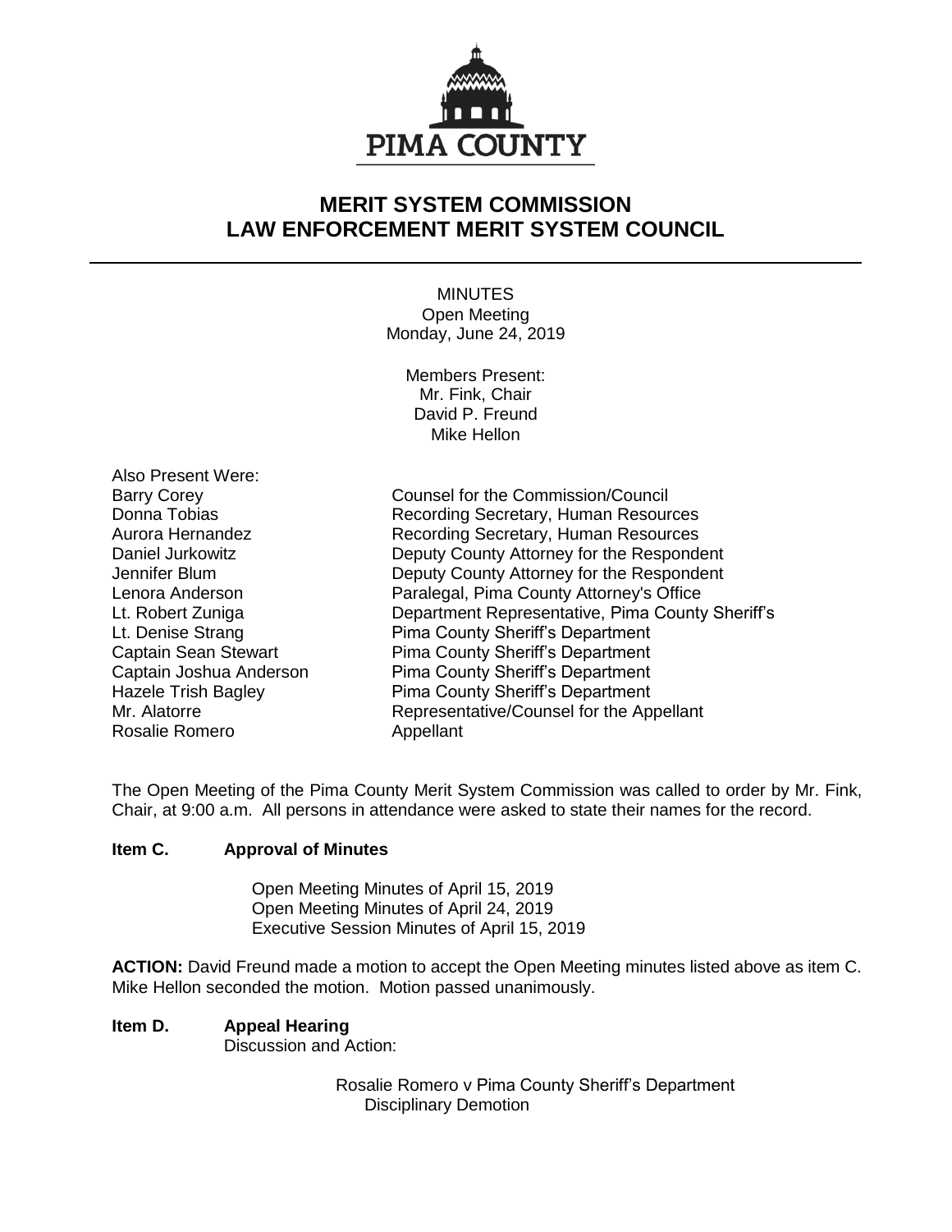PIMA COUNTY

# MERIT SYSTEM COMMISSION
# LAW ENFORCEMENT MERIT SYSTEM COUNCIL

MINUTES
Open Meeting
Monday, June 24, 2019

Members Present:
Mr. Fink, Chair
David P. Freund
Mike Hellon

Also Present Were:

| | |
|---|---|
| Barry Corey | Counsel for the Commission/Council |
| Donna Tobias | Recording Secretary, Human Resources |
| Aurora Hernandez | Recording Secretary, Human Resources |
| Daniel Jurkowitz | Deputy County Attorney for the Respondent |
| Jennifer Blum | Deputy County Attorney for the Respondent |
| Lenora Anderson | Paralegal, Pima County Attorney's Office |
| Lt. Robert Zuniga | Department Representative, Pima County Sheriff's |
| Lt. Denise Strang | Pima County Sheriff's Department |
| Captain Sean Stewart | Pima County Sheriff's Department |
| Captain Joshua Anderson | Pima County Sheriff's Department |
| Hazele Trish Bagley | Pima County Sheriff's Department |
| Mr. Alatorre | Representative/Counsel for the Appellant |
| Rosalie Romero | Appellant |

The Open Meeting of the Pima County Merit System Commission was called to order by Mr. Fink, Chair, at 9:00 a.m. All persons in attendance were asked to state their names for the record.

**Item C. Approval of Minutes**

Open Meeting Minutes of April 15, 2019
Open Meeting Minutes of April 24, 2019
Executive Session Minutes of April 15, 2019

**ACTION:** David Freund made a motion to accept the Open Meeting minutes listed above as item C. Mike Hellon seconded the motion. Motion passed unanimously.

**Item D. Appeal Hearing**
Discussion and Action:

Rosalie Romero v Pima County Sheriff's Department
Disciplinary Demotion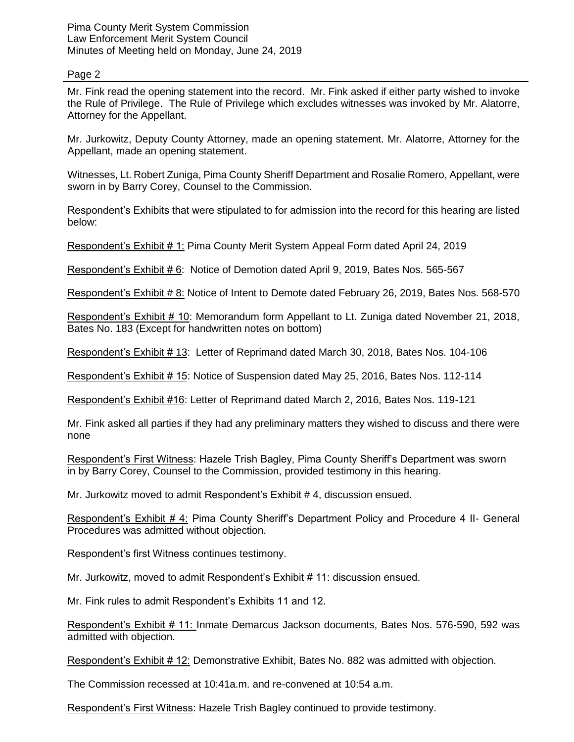Mr. Fink read the opening statement into the record. Mr. Fink asked if either party wished to invoke the Rule of Privilege. The Rule of Privilege which excludes witnesses was invoked by Mr. Alatorre, Attorney for the Appellant.

Mr. Jurkowitz, Deputy County Attorney, made an opening statement. Mr. Alatorre, Attorney for the Appellant, made an opening statement.

Witnesses, Lt. Robert Zuniga, Pima County Sheriff Department and Rosalie Romero, Appellant, were sworn in by Barry Corey, Counsel to the Commission.

Respondent's Exhibits that were stipulated to for admission into the record for this hearing are listed below:

Respondent's Exhibit # 1: Pima County Merit System Appeal Form dated April 24, 2019

Respondent's Exhibit # 6: Notice of Demotion dated April 9, 2019, Bates Nos. 565-567

Respondent's Exhibit # 8: Notice of Intent to Demote dated February 26, 2019, Bates Nos. 568-570

Respondent's Exhibit # 10: Memorandum form Appellant to Lt. Zuniga dated November 21, 2018, Bates No. 183 (Except for handwritten notes on bottom)

Respondent's Exhibit # 13: Letter of Reprimand dated March 30, 2018, Bates Nos. 104-106

Respondent's Exhibit # 15: Notice of Suspension dated May 25, 2016, Bates Nos. 112-114

Respondent's Exhibit #16: Letter of Reprimand dated March 2, 2016, Bates Nos. 119-121

Mr. Fink asked all parties if they had any preliminary matters they wished to discuss and there were none

Respondent's First Witness: Hazele Trish Bagley, Pima County Sheriff's Department was sworn in by Barry Corey, Counsel to the Commission, provided testimony in this hearing.

Mr. Jurkowitz moved to admit Respondent's Exhibit # 4, discussion ensued.

Respondent's Exhibit # 4: Pima County Sheriff's Department Policy and Procedure 4 II- General Procedures was admitted without objection.

Respondent's first Witness continues testimony.

Mr. Jurkowitz, moved to admit Respondent's Exhibit # 11: discussion ensued.

Mr. Fink rules to admit Respondent's Exhibits 11 and 12.

Respondent's Exhibit # 11: Inmate Demarcus Jackson documents, Bates Nos. 576-590, 592 was admitted with objection.

Respondent's Exhibit # 12: Demonstrative Exhibit, Bates No. 882 was admitted with objection.

The Commission recessed at 10:41a.m. and re-convened at 10:54 a.m.

Respondent's First Witness: Hazele Trish Bagley continued to provide testimony.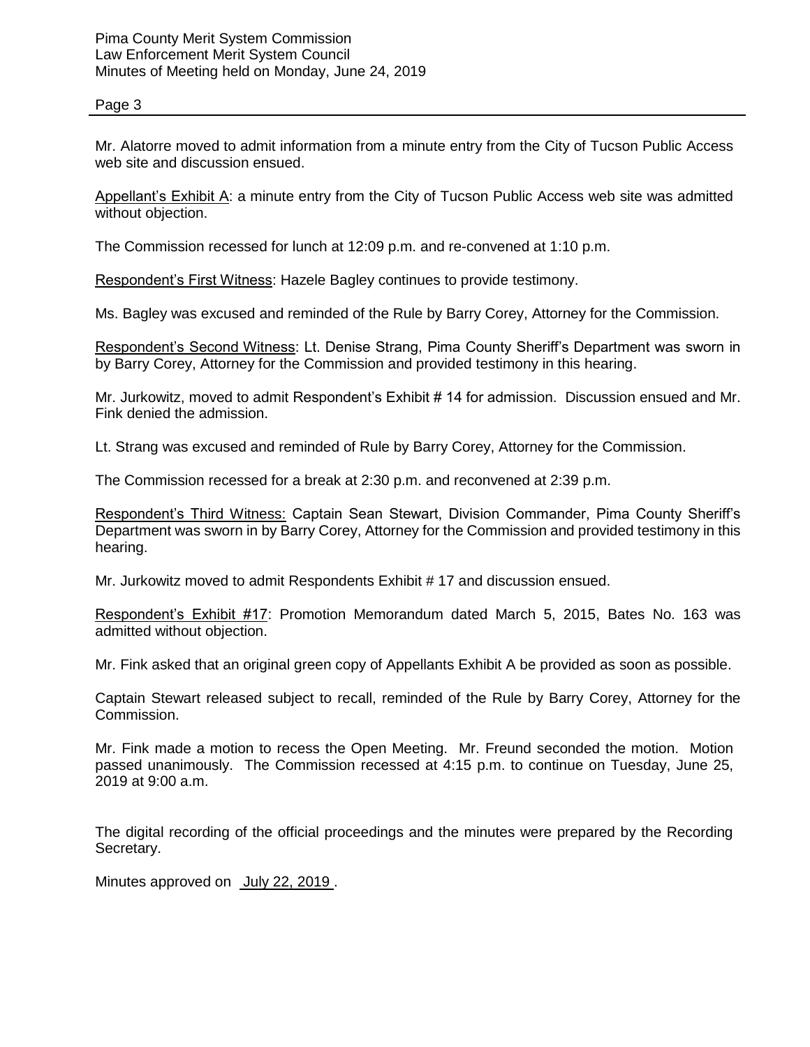Mr. Alatorre moved to admit information from a minute entry from the City of Tucson Public Access web site and discussion ensued.

Appellant's Exhibit A: a minute entry from the City of Tucson Public Access web site was admitted without objection.

The Commission recessed for lunch at 12:09 p.m. and re-convened at 1:10 p.m.

Respondent's First Witness: Hazele Bagley continues to provide testimony.

Ms. Bagley was excused and reminded of the Rule by Barry Corey, Attorney for the Commission.

Respondent's Second Witness: Lt. Denise Strang, Pima County Sheriff's Department was sworn in by Barry Corey, Attorney for the Commission and provided testimony in this hearing.

Mr. Jurkowitz, moved to admit Respondent's Exhibit # 14 for admission. Discussion ensued and Mr. Fink denied the admission.

Lt. Strang was excused and reminded of Rule by Barry Corey, Attorney for the Commission.

The Commission recessed for a break at 2:30 p.m. and reconvened at 2:39 p.m.

Respondent's Third Witness: Captain Sean Stewart, Division Commander, Pima County Sheriff's Department was sworn in by Barry Corey, Attorney for the Commission and provided testimony in this hearing.

Mr. Jurkowitz moved to admit Respondents Exhibit # 17 and discussion ensued.

Respondent's Exhibit #17: Promotion Memorandum dated March 5, 2015, Bates No. 163 was admitted without objection.

Mr. Fink asked that an original green copy of Appellants Exhibit A be provided as soon as possible.

Captain Stewart released subject to recall, reminded of the Rule by Barry Corey, Attorney for the Commission.

Mr. Fink made a motion to recess the Open Meeting. Mr. Freund seconded the motion. Motion passed unanimously. The Commission recessed at 4:15 p.m. to continue on Tuesday, June 25, 2019 at 9:00 a.m.

The digital recording of the official proceedings and the minutes were prepared by the Recording Secretary.

Minutes approved on July 22, 2019 .